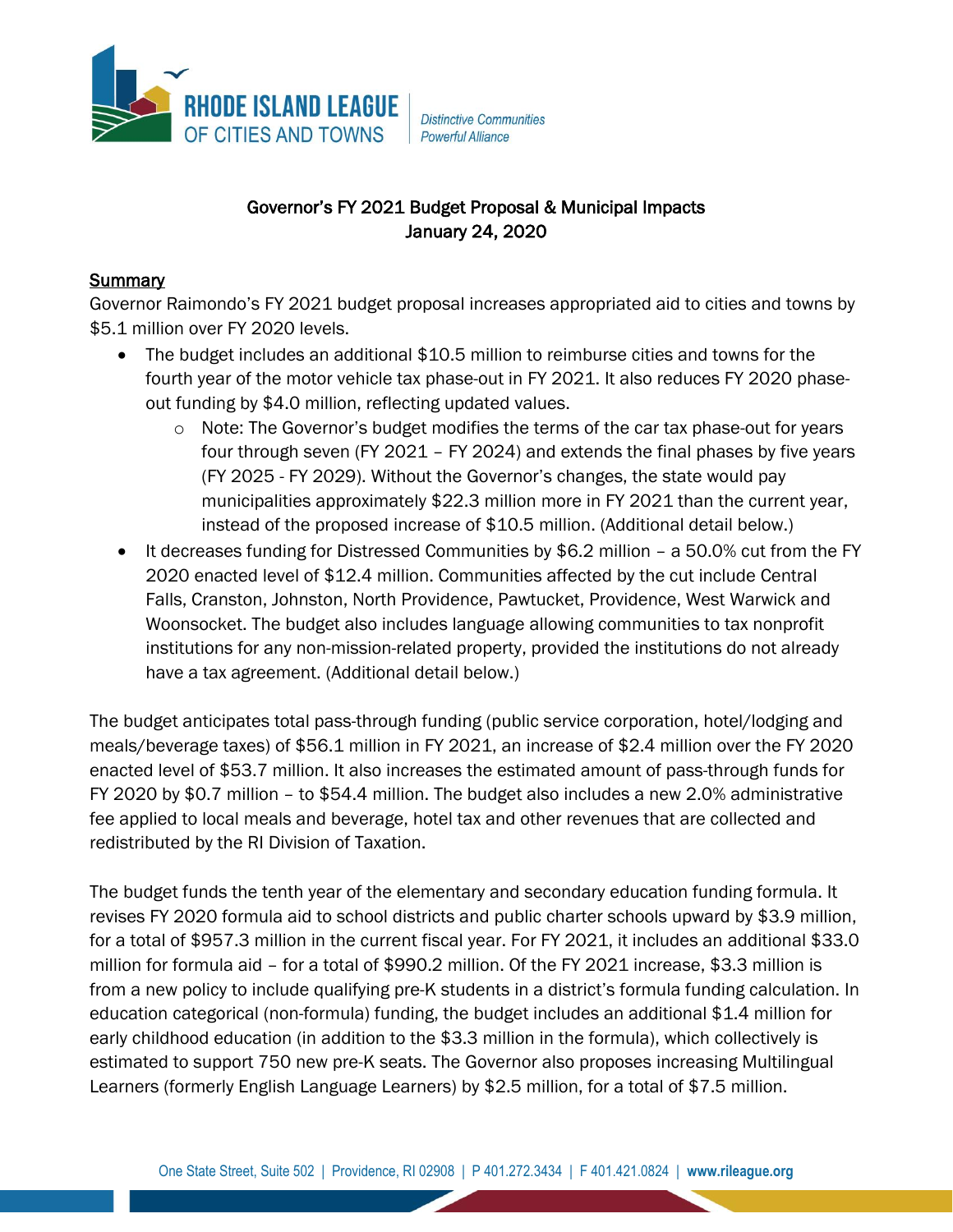# Governor's FY 2021 Budget Proposal & Municipal Impacts

January 24, 2020

## Summary

Governor Raimondo's FY 2021 budget proposal increases appropriated aid to cities and towns by $5.1 million over FY 2020 levels.

- The budget includes an additional $10.5 million to reimburse cities and towns for the fourth year of the motor vehicle tax phase-out in FY 2021. It also reduces FY 2020 phase-out funding by $4.0 million, reflecting updated values.
  - Note: The Governor's budget modifies the terms of the car tax phase-out for years four through seven (FY 2021 – FY 2024) and extends the final phases by five years (FY 2025 - FY 2029). Without the Governor's changes, the state would pay municipalities approximately $22.3 million more in FY 2021 than the current year, instead of the proposed increase of $10.5 million. (Additional detail below.)
- It decreases funding for Distressed Communities by $6.2 million – a 50.0% cut from the FY 2020 enacted level of $12.4 million. Communities affected by the cut include Central Falls, Cranston, Johnston, North Providence, Pawtucket, Providence, West Warwick and Woonsocket. The budget also includes language allowing communities to tax nonprofit institutions for any non-mission-related property, provided the institutions do not already have a tax agreement. (Additional detail below.)

The budget anticipates total pass-through funding (public service corporation, hotel/lodging and meals/beverage taxes) of $56.1 million in FY 2021, an increase of $2.4 million over the FY 2020 enacted level of $53.7 million. It also increases the estimated amount of pass-through funds for FY 2020 by $0.7 million – to $54.4 million. The budget also includes a new 2.0% administrative fee applied to local meals and beverage, hotel tax and other revenues that are collected and redistributed by the RI Division of Taxation.

The budget funds the tenth year of the elementary and secondary education funding formula. It revises FY 2020 formula aid to school districts and public charter schools upward by $3.9 million, for a total of $957.3 million in the current fiscal year. For FY 2021, it includes an additional $33.0 million for formula aid – for a total of $990.2 million. Of the FY 2021 increase, $3.3 million is from a new policy to include qualifying pre-K students in a district's formula funding calculation. In education categorical (non-formula) funding, the budget includes an additional $1.4 million for early childhood education (in addition to the $3.3 million in the formula), which collectively is estimated to support 750 new pre-K seats. The Governor also proposes increasing Multilingual Learners (formerly English Language Learners) by $2.5 million, for a total of $7.5 million.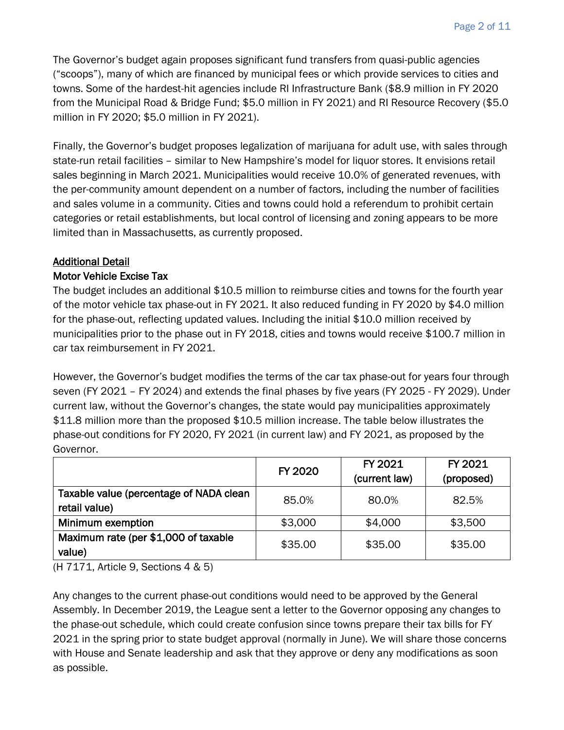The Governor's budget again proposes significant fund transfers from quasi-public agencies ("scoops"), many of which are financed by municipal fees or which provide services to cities and towns. Some of the hardest-hit agencies include RI Infrastructure Bank ($8.9 million in FY 2020 from the Municipal Road & Bridge Fund; $5.0 million in FY 2021) and RI Resource Recovery ($5.0 million in FY 2020; $5.0 million in FY 2021).

Finally, the Governor's budget proposes legalization of marijuana for adult use, with sales through state-run retail facilities – similar to New Hampshire's model for liquor stores. It envisions retail sales beginning in March 2021. Municipalities would receive 10.0% of generated revenues, with the per-community amount dependent on a number of factors, including the number of facilities and sales volume in a community. Cities and towns could hold a referendum to prohibit certain categories or retail establishments, but local control of licensing and zoning appears to be more limited than in Massachusetts, as currently proposed.

## Additional Detail

### Motor Vehicle Excise Tax

The budget includes an additional $10.5 million to reimburse cities and towns for the fourth year of the motor vehicle tax phase-out in FY 2021. It also reduced funding in FY 2020 by $4.0 million for the phase-out, reflecting updated values. Including the initial $10.0 million received by municipalities prior to the phase out in FY 2018, cities and towns would receive $100.7 million in car tax reimbursement in FY 2021.

However, the Governor's budget modifies the terms of the car tax phase-out for years four through seven (FY 2021 – FY 2024) and extends the final phases by five years (FY 2025 - FY 2029). Under current law, without the Governor's changes, the state would pay municipalities approximately $11.8 million more than the proposed $10.5 million increase. The table below illustrates the phase-out conditions for FY 2020, FY 2021 (in current law) and FY 2021, as proposed by the Governor.

| | FY 2020 | FY 2021 (current law) | FY 2021 (proposed) |
|---|---|---|---|
| Taxable value (percentage of NADA clean retail value) | 85.0% | 80.0% | 82.5% |
| Minimum exemption | $3,000 | $4,000 | $3,500 |
| Maximum rate (per $1,000 of taxable value) | $35.00 | $35.00 | $35.00 |

(H 7171, Article 9, Sections 4 & 5)

Any changes to the current phase-out conditions would need to be approved by the General Assembly. In December 2019, the League sent a letter to the Governor opposing any changes to the phase-out schedule, which could create confusion since towns prepare their tax bills for FY 2021 in the spring prior to state budget approval (normally in June). We will share those concerns with House and Senate leadership and ask that they approve or deny any modifications as soon as possible.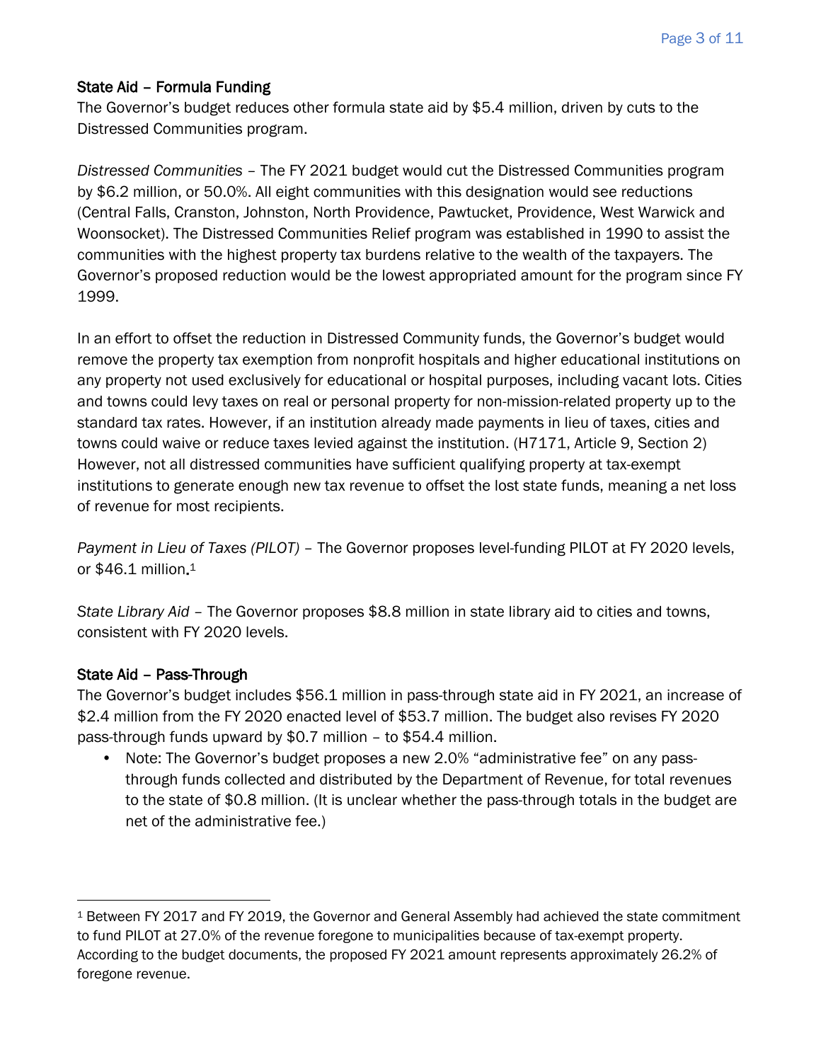### State Aid – Formula Funding

The Governor's budget reduces other formula state aid by $5.4 million, driven by cuts to the Distressed Communities program.

*Distressed Communities* – The FY 2021 budget would cut the Distressed Communities program by $6.2 million, or 50.0%. All eight communities with this designation would see reductions (Central Falls, Cranston, Johnston, North Providence, Pawtucket, Providence, West Warwick and Woonsocket). The Distressed Communities Relief program was established in 1990 to assist the communities with the highest property tax burdens relative to the wealth of the taxpayers. The Governor's proposed reduction would be the lowest appropriated amount for the program since FY 1999.

In an effort to offset the reduction in Distressed Community funds, the Governor's budget would remove the property tax exemption from nonprofit hospitals and higher educational institutions on any property not used exclusively for educational or hospital purposes, including vacant lots. Cities and towns could levy taxes on real or personal property for non-mission-related property up to the standard tax rates. However, if an institution already made payments in lieu of taxes, cities and towns could waive or reduce taxes levied against the institution. (H7171, Article 9, Section 2) However, not all distressed communities have sufficient qualifying property at tax-exempt institutions to generate enough new tax revenue to offset the lost state funds, meaning a net loss of revenue for most recipients.

*Payment in Lieu of Taxes (PILOT)* – The Governor proposes level-funding PILOT at FY 2020 levels, or $46.1 million.[1]

*State Library Aid* – The Governor proposes $8.8 million in state library aid to cities and towns, consistent with FY 2020 levels.

### State Aid – Pass-Through

The Governor's budget includes $56.1 million in pass-through state aid in FY 2021, an increase of $2.4 million from the FY 2020 enacted level of $53.7 million. The budget also revises FY 2020 pass-through funds upward by $0.7 million – to $54.4 million.

- Note: The Governor's budget proposes a new 2.0% "administrative fee" on any pass-through funds collected and distributed by the Department of Revenue, for total revenues to the state of $0.8 million. (It is unclear whether the pass-through totals in the budget are net of the administrative fee.)

---

[1] Between FY 2017 and FY 2019, the Governor and General Assembly had achieved the state commitment to fund PILOT at 27.0% of the revenue foregone to municipalities because of tax-exempt property. According to the budget documents, the proposed FY 2021 amount represents approximately 26.2% of foregone revenue.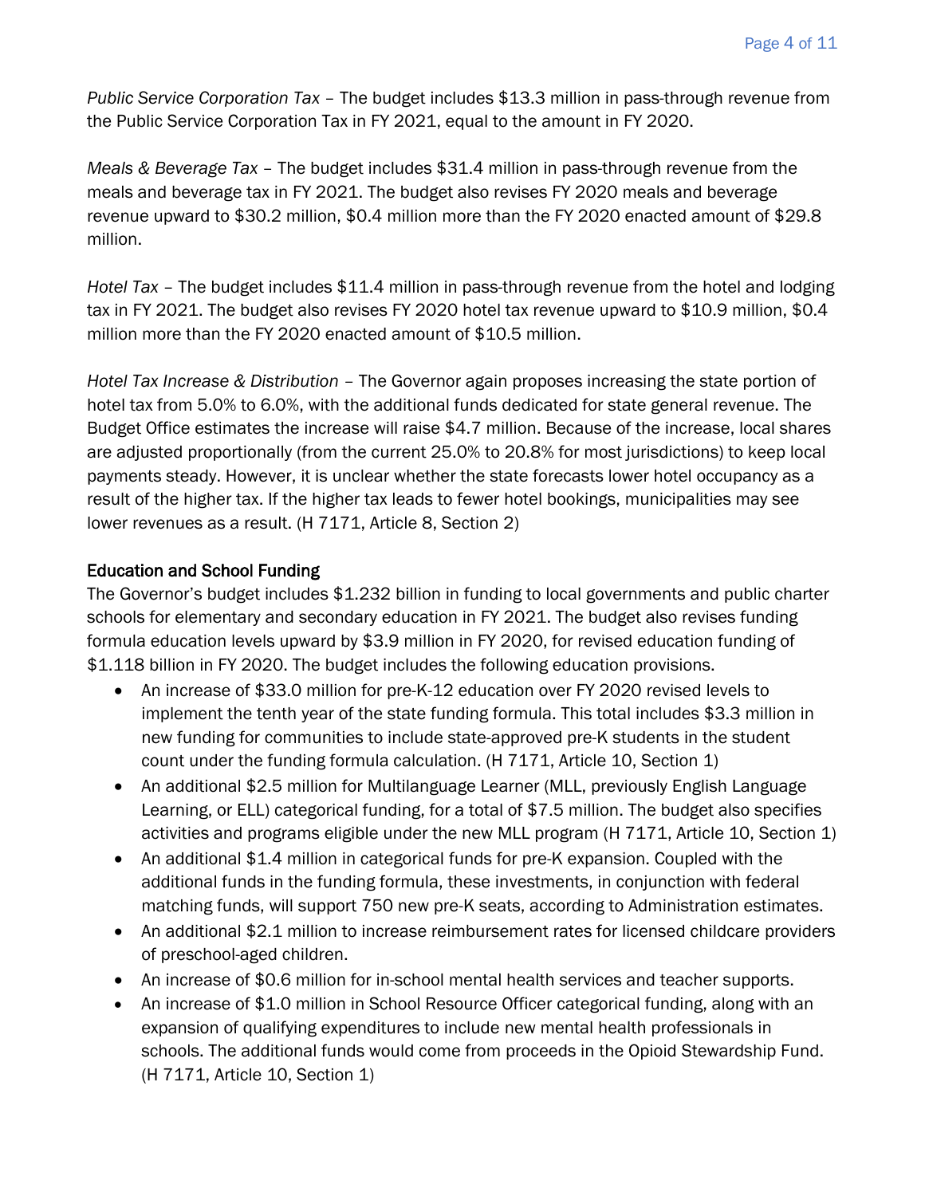*Public Service Corporation Tax* – The budget includes $13.3 million in pass-through revenue from the Public Service Corporation Tax in FY 2021, equal to the amount in FY 2020.

*Meals & Beverage Tax* – The budget includes $31.4 million in pass-through revenue from the meals and beverage tax in FY 2021. The budget also revises FY 2020 meals and beverage revenue upward to $30.2 million, $0.4 million more than the FY 2020 enacted amount of $29.8 million.

*Hotel Tax* – The budget includes $11.4 million in pass-through revenue from the hotel and lodging tax in FY 2021. The budget also revises FY 2020 hotel tax revenue upward to $10.9 million, $0.4 million more than the FY 2020 enacted amount of $10.5 million.

*Hotel Tax Increase & Distribution* – The Governor again proposes increasing the state portion of hotel tax from 5.0% to 6.0%, with the additional funds dedicated for state general revenue. The Budget Office estimates the increase will raise $4.7 million. Because of the increase, local shares are adjusted proportionally (from the current 25.0% to 20.8% for most jurisdictions) to keep local payments steady. However, it is unclear whether the state forecasts lower hotel occupancy as a result of the higher tax. If the higher tax leads to fewer hotel bookings, municipalities may see lower revenues as a result. (H 7171, Article 8, Section 2)

## Education and School Funding

The Governor's budget includes $1.232 billion in funding to local governments and public charter schools for elementary and secondary education in FY 2021. The budget also revises funding formula education levels upward by $3.9 million in FY 2020, for revised education funding of $1.118 billion in FY 2020. The budget includes the following education provisions.

- An increase of $33.0 million for pre-K-12 education over FY 2020 revised levels to implement the tenth year of the state funding formula. This total includes $3.3 million in new funding for communities to include state-approved pre-K students in the student count under the funding formula calculation. (H 7171, Article 10, Section 1)
- An additional $2.5 million for Multilanguage Learner (MLL, previously English Language Learning, or ELL) categorical funding, for a total of $7.5 million. The budget also specifies activities and programs eligible under the new MLL program (H 7171, Article 10, Section 1)
- An additional $1.4 million in categorical funds for pre-K expansion. Coupled with the additional funds in the funding formula, these investments, in conjunction with federal matching funds, will support 750 new pre-K seats, according to Administration estimates.
- An additional $2.1 million to increase reimbursement rates for licensed childcare providers of preschool-aged children.
- An increase of $0.6 million for in-school mental health services and teacher supports.
- An increase of $1.0 million in School Resource Officer categorical funding, along with an expansion of qualifying expenditures to include new mental health professionals in schools. The additional funds would come from proceeds in the Opioid Stewardship Fund. (H 7171, Article 10, Section 1)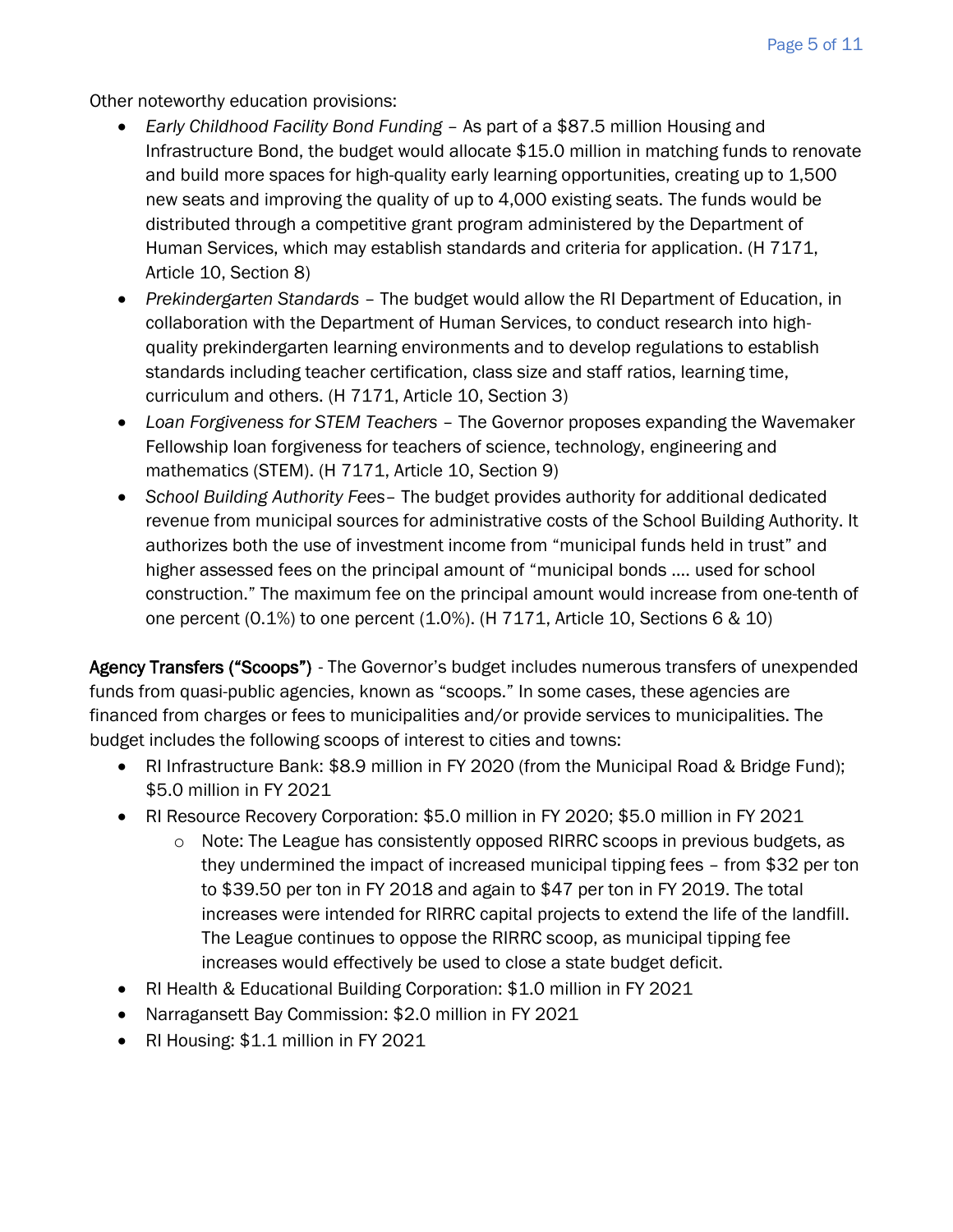Other noteworthy education provisions:

- *Early Childhood Facility Bond Funding* – As part of a $87.5 million Housing and Infrastructure Bond, the budget would allocate $15.0 million in matching funds to renovate and build more spaces for high-quality early learning opportunities, creating up to 1,500 new seats and improving the quality of up to 4,000 existing seats. The funds would be distributed through a competitive grant program administered by the Department of Human Services, which may establish standards and criteria for application. (H 7171, Article 10, Section 8)
- *Prekindergarten Standards* – The budget would allow the RI Department of Education, in collaboration with the Department of Human Services, to conduct research into high-quality prekindergarten learning environments and to develop regulations to establish standards including teacher certification, class size and staff ratios, learning time, curriculum and others. (H 7171, Article 10, Section 3)
- *Loan Forgiveness for STEM Teachers* – The Governor proposes expanding the Wavemaker Fellowship loan forgiveness for teachers of science, technology, engineering and mathematics (STEM). (H 7171, Article 10, Section 9)
- *School Building Authority Fees*– The budget provides authority for additional dedicated revenue from municipal sources for administrative costs of the School Building Authority. It authorizes both the use of investment income from "municipal funds held in trust" and higher assessed fees on the principal amount of "municipal bonds …. used for school construction." The maximum fee on the principal amount would increase from one-tenth of one percent (0.1%) to one percent (1.0%). (H 7171, Article 10, Sections 6 & 10)

**Agency Transfers ("Scoops")** - The Governor's budget includes numerous transfers of unexpended funds from quasi-public agencies, known as "scoops." In some cases, these agencies are financed from charges or fees to municipalities and/or provide services to municipalities. The budget includes the following scoops of interest to cities and towns:

- RI Infrastructure Bank: $8.9 million in FY 2020 (from the Municipal Road & Bridge Fund); $5.0 million in FY 2021
- RI Resource Recovery Corporation: $5.0 million in FY 2020; $5.0 million in FY 2021
    - Note: The League has consistently opposed RIRRC scoops in previous budgets, as they undermined the impact of increased municipal tipping fees – from $32 per ton to $39.50 per ton in FY 2018 and again to $47 per ton in FY 2019. The total increases were intended for RIRRC capital projects to extend the life of the landfill. The League continues to oppose the RIRRC scoop, as municipal tipping fee increases would effectively be used to close a state budget deficit.
- RI Health & Educational Building Corporation: $1.0 million in FY 2021
- Narragansett Bay Commission: $2.0 million in FY 2021
- RI Housing: $1.1 million in FY 2021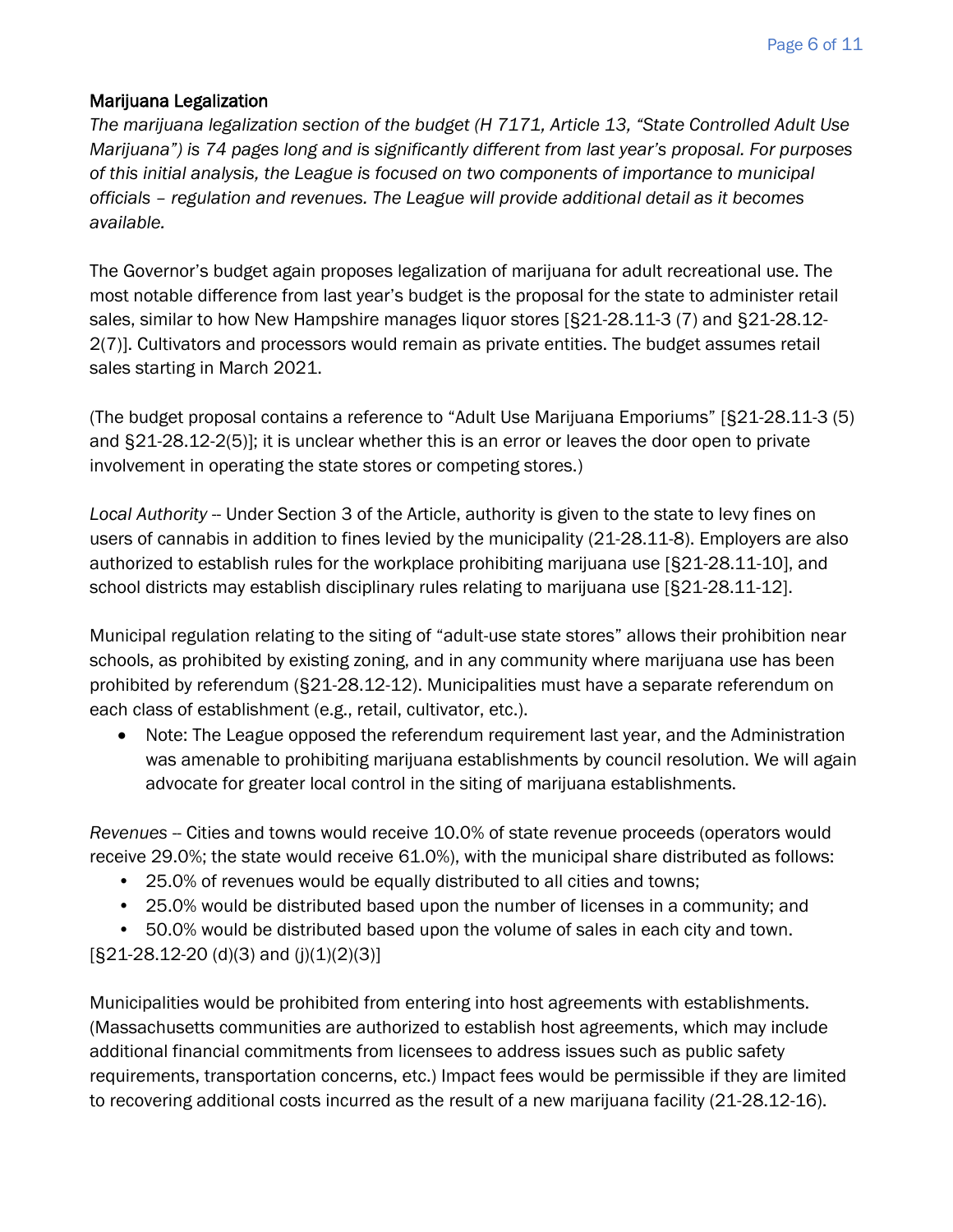## Marijuana Legalization

*The marijuana legalization section of the budget (H 7171, Article 13, "State Controlled Adult Use Marijuana") is 74 pages long and is significantly different from last year's proposal. For purposes of this initial analysis, the League is focused on two components of importance to municipal officials – regulation and revenues. The League will provide additional detail as it becomes available.*

The Governor's budget again proposes legalization of marijuana for adult recreational use. The most notable difference from last year's budget is the proposal for the state to administer retail sales, similar to how New Hampshire manages liquor stores [§21-28.11-3 (7) and §21-28.12-2(7)]. Cultivators and processors would remain as private entities. The budget assumes retail sales starting in March 2021.

(The budget proposal contains a reference to "Adult Use Marijuana Emporiums" [§21-28.11-3 (5) and §21-28.12-2(5)]; it is unclear whether this is an error or leaves the door open to private involvement in operating the state stores or competing stores.)

*Local Authority* -- Under Section 3 of the Article, authority is given to the state to levy fines on users of cannabis in addition to fines levied by the municipality (21-28.11-8). Employers are also authorized to establish rules for the workplace prohibiting marijuana use [§21-28.11-10], and school districts may establish disciplinary rules relating to marijuana use [§21-28.11-12].

Municipal regulation relating to the siting of "adult-use state stores" allows their prohibition near schools, as prohibited by existing zoning, and in any community where marijuana use has been prohibited by referendum (§21-28.12-12). Municipalities must have a separate referendum on each class of establishment (e.g., retail, cultivator, etc.).

- Note: The League opposed the referendum requirement last year, and the Administration was amenable to prohibiting marijuana establishments by council resolution. We will again advocate for greater local control in the siting of marijuana establishments.

*Revenues* -- Cities and towns would receive 10.0% of state revenue proceeds (operators would receive 29.0%; the state would receive 61.0%), with the municipal share distributed as follows:

- 25.0% of revenues would be equally distributed to all cities and towns;
- 25.0% would be distributed based upon the number of licenses in a community; and
- 50.0% would be distributed based upon the volume of sales in each city and town.

[§21-28.12-20 (d)(3) and (j)(1)(2)(3)]

Municipalities would be prohibited from entering into host agreements with establishments. (Massachusetts communities are authorized to establish host agreements, which may include additional financial commitments from licensees to address issues such as public safety requirements, transportation concerns, etc.) Impact fees would be permissible if they are limited to recovering additional costs incurred as the result of a new marijuana facility (21-28.12-16).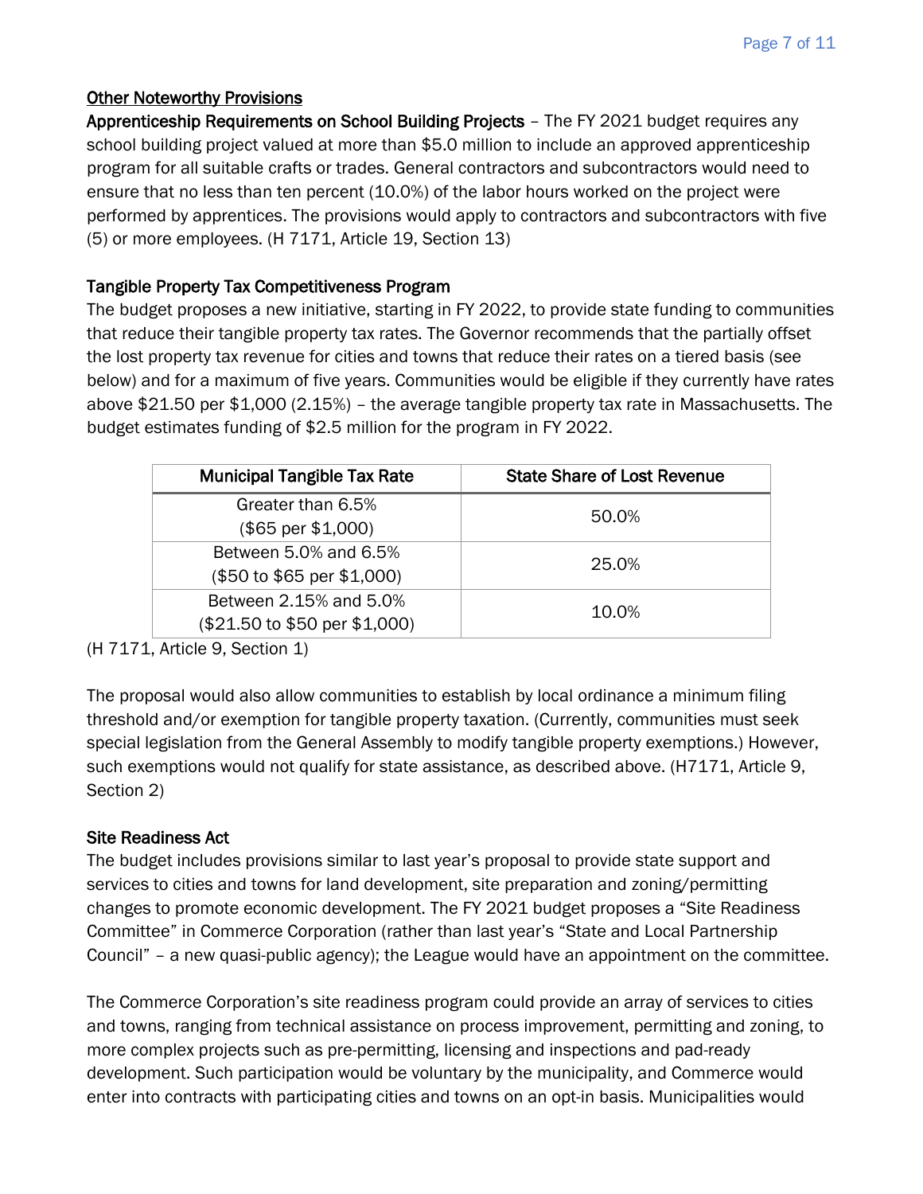## Other Noteworthy Provisions

**Apprenticeship Requirements on School Building Projects** – The FY 2021 budget requires any school building project valued at more than $5.0 million to include an approved apprenticeship program for all suitable crafts or trades. General contractors and subcontractors would need to ensure that no less than ten percent (10.0%) of the labor hours worked on the project were performed by apprentices. The provisions would apply to contractors and subcontractors with five (5) or more employees. (H 7171, Article 19, Section 13)

### Tangible Property Tax Competitiveness Program

The budget proposes a new initiative, starting in FY 2022, to provide state funding to communities that reduce their tangible property tax rates. The Governor recommends that the partially offset the lost property tax revenue for cities and towns that reduce their rates on a tiered basis (see below) and for a maximum of five years. Communities would be eligible if they currently have rates above $21.50 per $1,000 (2.15%) – the average tangible property tax rate in Massachusetts. The budget estimates funding of $2.5 million for the program in FY 2022.

| Municipal Tangible Tax Rate | State Share of Lost Revenue |
|---|---|
| Greater than 6.5% ($65 per $1,000) | 50.0% |
| Between 5.0% and 6.5% ($50 to $65 per $1,000) | 25.0% |
| Between 2.15% and 5.0% ($21.50 to $50 per $1,000) | 10.0% |

(H 7171, Article 9, Section 1)

The proposal would also allow communities to establish by local ordinance a minimum filing threshold and/or exemption for tangible property taxation. (Currently, communities must seek special legislation from the General Assembly to modify tangible property exemptions.) However, such exemptions would not qualify for state assistance, as described above. (H7171, Article 9, Section 2)

### Site Readiness Act

The budget includes provisions similar to last year's proposal to provide state support and services to cities and towns for land development, site preparation and zoning/permitting changes to promote economic development. The FY 2021 budget proposes a "Site Readiness Committee" in Commerce Corporation (rather than last year's "State and Local Partnership Council" – a new quasi-public agency); the League would have an appointment on the committee.

The Commerce Corporation's site readiness program could provide an array of services to cities and towns, ranging from technical assistance on process improvement, permitting and zoning, to more complex projects such as pre-permitting, licensing and inspections and pad-ready development. Such participation would be voluntary by the municipality, and Commerce would enter into contracts with participating cities and towns on an opt-in basis. Municipalities would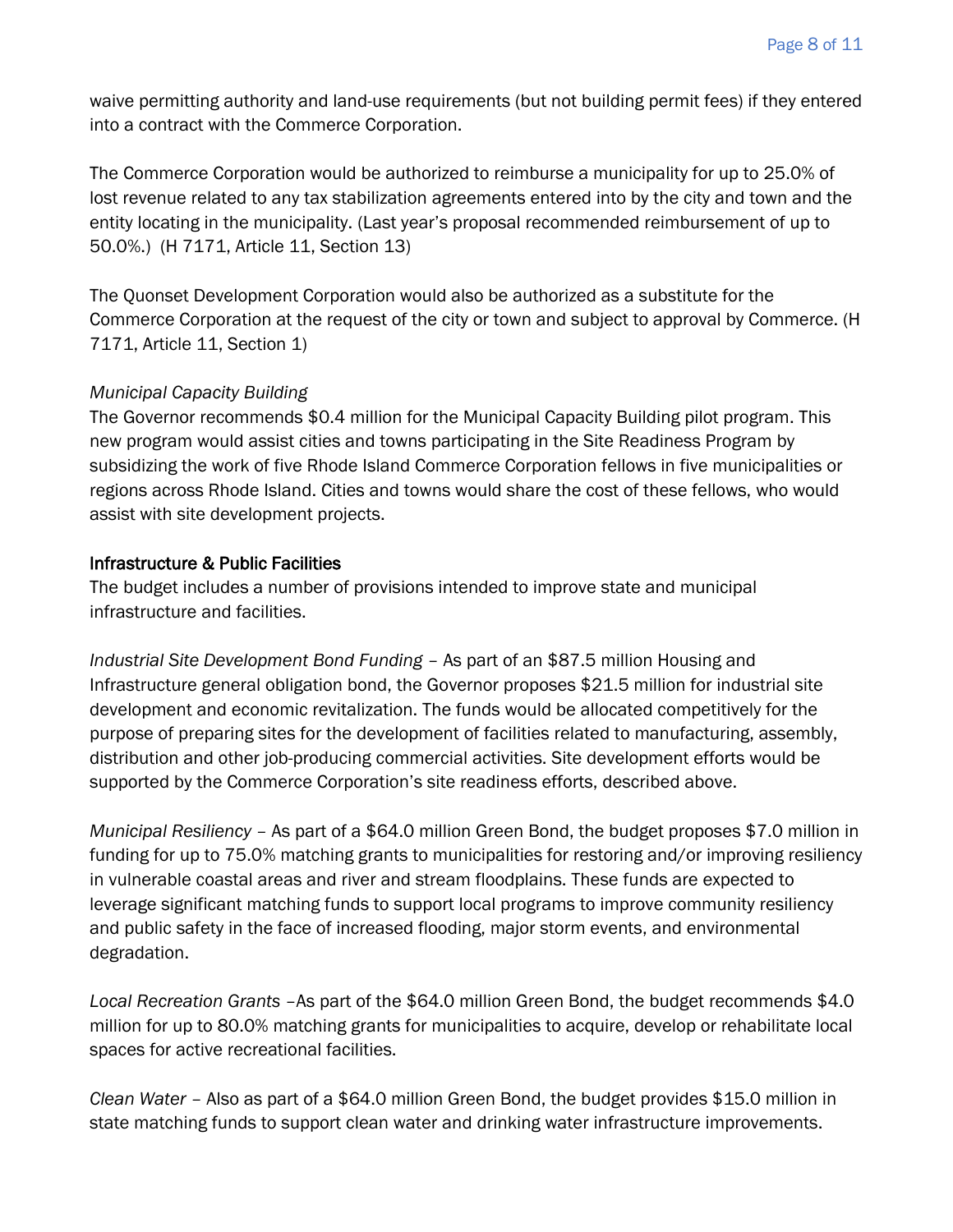waive permitting authority and land-use requirements (but not building permit fees) if they entered into a contract with the Commerce Corporation.

The Commerce Corporation would be authorized to reimburse a municipality for up to 25.0% of lost revenue related to any tax stabilization agreements entered into by the city and town and the entity locating in the municipality. (Last year's proposal recommended reimbursement of up to 50.0%.) (H 7171, Article 11, Section 13)

The Quonset Development Corporation would also be authorized as a substitute for the Commerce Corporation at the request of the city or town and subject to approval by Commerce. (H 7171, Article 11, Section 1)

*Municipal Capacity Building*

The Governor recommends $0.4 million for the Municipal Capacity Building pilot program. This new program would assist cities and towns participating in the Site Readiness Program by subsidizing the work of five Rhode Island Commerce Corporation fellows in five municipalities or regions across Rhode Island. Cities and towns would share the cost of these fellows, who would assist with site development projects.

### Infrastructure & Public Facilities

The budget includes a number of provisions intended to improve state and municipal infrastructure and facilities.

*Industrial Site Development Bond Funding* – As part of an $87.5 million Housing and Infrastructure general obligation bond, the Governor proposes $21.5 million for industrial site development and economic revitalization. The funds would be allocated competitively for the purpose of preparing sites for the development of facilities related to manufacturing, assembly, distribution and other job-producing commercial activities. Site development efforts would be supported by the Commerce Corporation's site readiness efforts, described above.

*Municipal Resiliency* – As part of a $64.0 million Green Bond, the budget proposes $7.0 million in funding for up to 75.0% matching grants to municipalities for restoring and/or improving resiliency in vulnerable coastal areas and river and stream floodplains. These funds are expected to leverage significant matching funds to support local programs to improve community resiliency and public safety in the face of increased flooding, major storm events, and environmental degradation.

*Local Recreation Grants* –As part of the $64.0 million Green Bond, the budget recommends $4.0 million for up to 80.0% matching grants for municipalities to acquire, develop or rehabilitate local spaces for active recreational facilities.

*Clean Water* – Also as part of a $64.0 million Green Bond, the budget provides $15.0 million in state matching funds to support clean water and drinking water infrastructure improvements.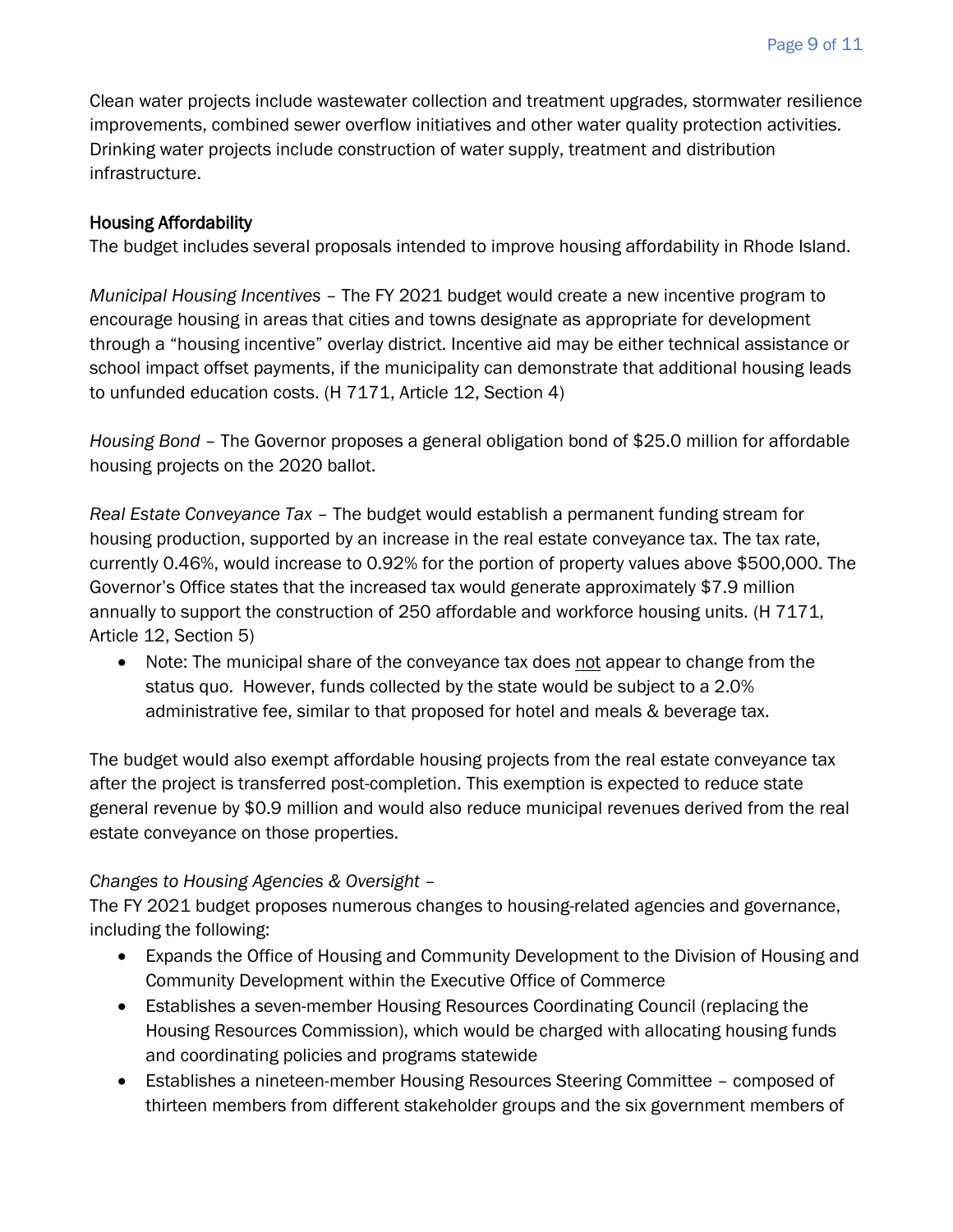Clean water projects include wastewater collection and treatment upgrades, stormwater resilience improvements, combined sewer overflow initiatives and other water quality protection activities. Drinking water projects include construction of water supply, treatment and distribution infrastructure.

## Housing Affordability

The budget includes several proposals intended to improve housing affordability in Rhode Island.

*Municipal Housing Incentives* – The FY 2021 budget would create a new incentive program to encourage housing in areas that cities and towns designate as appropriate for development through a "housing incentive" overlay district. Incentive aid may be either technical assistance or school impact offset payments, if the municipality can demonstrate that additional housing leads to unfunded education costs. (H 7171, Article 12, Section 4)

*Housing Bond* – The Governor proposes a general obligation bond of $25.0 million for affordable housing projects on the 2020 ballot.

*Real Estate Conveyance Tax* – The budget would establish a permanent funding stream for housing production, supported by an increase in the real estate conveyance tax. The tax rate, currently 0.46%, would increase to 0.92% for the portion of property values above $500,000. The Governor's Office states that the increased tax would generate approximately $7.9 million annually to support the construction of 250 affordable and workforce housing units. (H 7171, Article 12, Section 5)

- Note: The municipal share of the conveyance tax does <u>not</u> appear to change from the status quo. However, funds collected by the state would be subject to a 2.0% administrative fee, similar to that proposed for hotel and meals & beverage tax.

The budget would also exempt affordable housing projects from the real estate conveyance tax after the project is transferred post-completion. This exemption is expected to reduce state general revenue by $0.9 million and would also reduce municipal revenues derived from the real estate conveyance on those properties.

*Changes to Housing Agencies & Oversight* –

The FY 2021 budget proposes numerous changes to housing-related agencies and governance, including the following:

- Expands the Office of Housing and Community Development to the Division of Housing and Community Development within the Executive Office of Commerce
- Establishes a seven-member Housing Resources Coordinating Council (replacing the Housing Resources Commission), which would be charged with allocating housing funds and coordinating policies and programs statewide
- Establishes a nineteen-member Housing Resources Steering Committee – composed of thirteen members from different stakeholder groups and the six government members of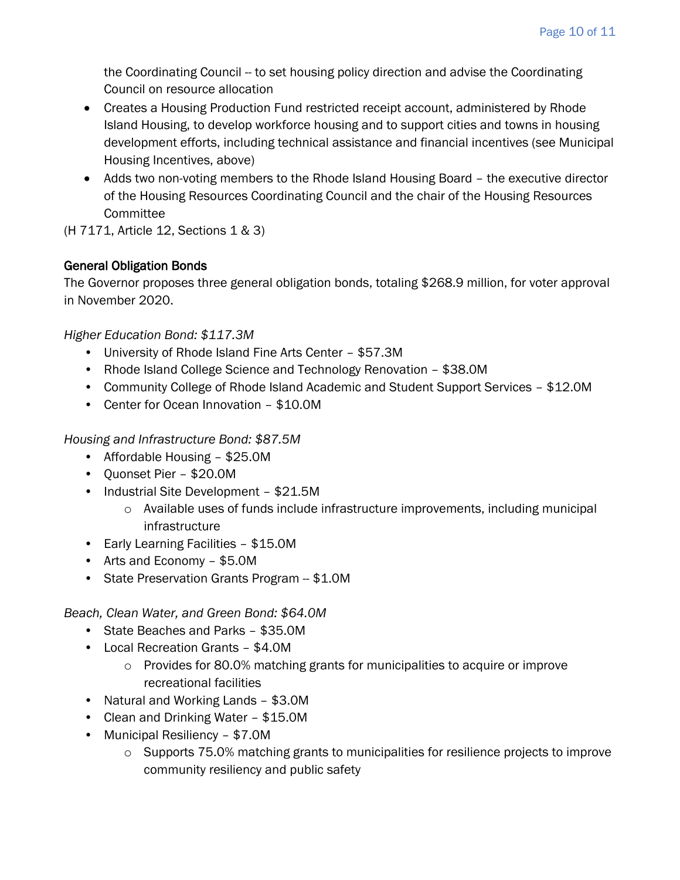the Coordinating Council -- to set housing policy direction and advise the Coordinating Council on resource allocation

- Creates a Housing Production Fund restricted receipt account, administered by Rhode Island Housing, to develop workforce housing and to support cities and towns in housing development efforts, including technical assistance and financial incentives (see Municipal Housing Incentives, above)
- Adds two non-voting members to the Rhode Island Housing Board – the executive director of the Housing Resources Coordinating Council and the chair of the Housing Resources Committee

(H 7171, Article 12, Sections 1 & 3)

**General Obligation Bonds**

The Governor proposes three general obligation bonds, totaling $268.9 million, for voter approval in November 2020.

*Higher Education Bond: $117.3M*

- University of Rhode Island Fine Arts Center – $57.3M
- Rhode Island College Science and Technology Renovation – $38.0M
- Community College of Rhode Island Academic and Student Support Services – $12.0M
- Center for Ocean Innovation – $10.0M

*Housing and Infrastructure Bond: $87.5M*

- Affordable Housing – $25.0M
- Quonset Pier – $20.0M
- Industrial Site Development – $21.5M
  - Available uses of funds include infrastructure improvements, including municipal infrastructure
- Early Learning Facilities – $15.0M
- Arts and Economy – $5.0M
- State Preservation Grants Program -- $1.0M

*Beach, Clean Water, and Green Bond: $64.0M*

- State Beaches and Parks – $35.0M
- Local Recreation Grants – $4.0M
  - Provides for 80.0% matching grants for municipalities to acquire or improve recreational facilities
- Natural and Working Lands – $3.0M
- Clean and Drinking Water – $15.0M
- Municipal Resiliency – $7.0M
  - Supports 75.0% matching grants to municipalities for resilience projects to improve community resiliency and public safety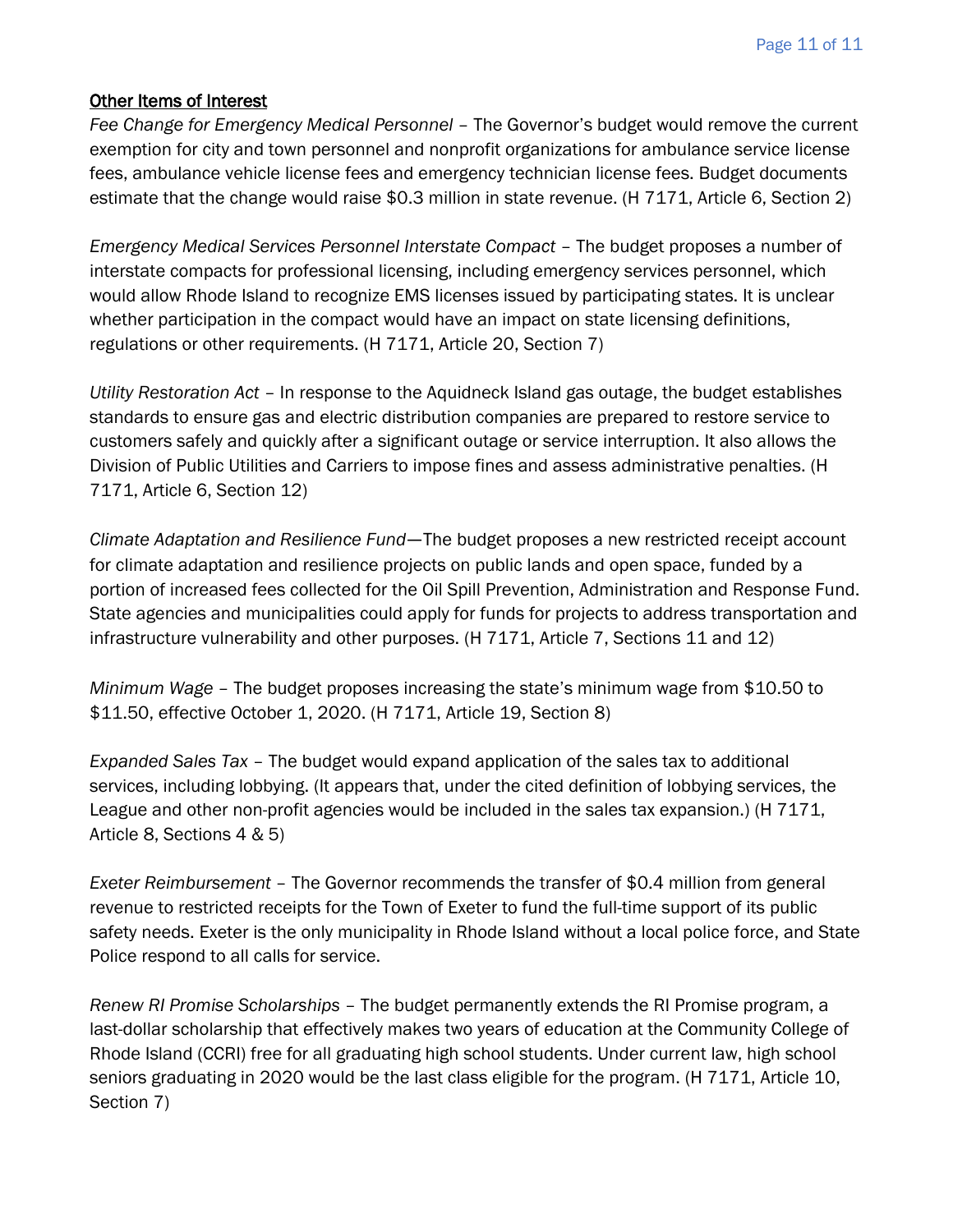<u>Other Items of Interest</u>

*Fee Change for Emergency Medical Personnel* – The Governor's budget would remove the current exemption for city and town personnel and nonprofit organizations for ambulance service license fees, ambulance vehicle license fees and emergency technician license fees. Budget documents estimate that the change would raise $0.3 million in state revenue. (H 7171, Article 6, Section 2)

*Emergency Medical Services Personnel Interstate Compact* – The budget proposes a number of interstate compacts for professional licensing, including emergency services personnel, which would allow Rhode Island to recognize EMS licenses issued by participating states. It is unclear whether participation in the compact would have an impact on state licensing definitions, regulations or other requirements. (H 7171, Article 20, Section 7)

*Utility Restoration Act* – In response to the Aquidneck Island gas outage, the budget establishes standards to ensure gas and electric distribution companies are prepared to restore service to customers safely and quickly after a significant outage or service interruption. It also allows the Division of Public Utilities and Carriers to impose fines and assess administrative penalties. (H 7171, Article 6, Section 12)

*Climate Adaptation and Resilience Fund*—The budget proposes a new restricted receipt account for climate adaptation and resilience projects on public lands and open space, funded by a portion of increased fees collected for the Oil Spill Prevention, Administration and Response Fund. State agencies and municipalities could apply for funds for projects to address transportation and infrastructure vulnerability and other purposes. (H 7171, Article 7, Sections 11 and 12)

*Minimum Wage* – The budget proposes increasing the state's minimum wage from $10.50 to $11.50, effective October 1, 2020. (H 7171, Article 19, Section 8)

*Expanded Sales Tax* – The budget would expand application of the sales tax to additional services, including lobbying. (It appears that, under the cited definition of lobbying services, the League and other non-profit agencies would be included in the sales tax expansion.) (H 7171, Article 8, Sections 4 & 5)

*Exeter Reimbursement* – The Governor recommends the transfer of $0.4 million from general revenue to restricted receipts for the Town of Exeter to fund the full-time support of its public safety needs. Exeter is the only municipality in Rhode Island without a local police force, and State Police respond to all calls for service.

*Renew RI Promise Scholarships* – The budget permanently extends the RI Promise program, a last-dollar scholarship that effectively makes two years of education at the Community College of Rhode Island (CCRI) free for all graduating high school students. Under current law, high school seniors graduating in 2020 would be the last class eligible for the program. (H 7171, Article 10, Section 7)